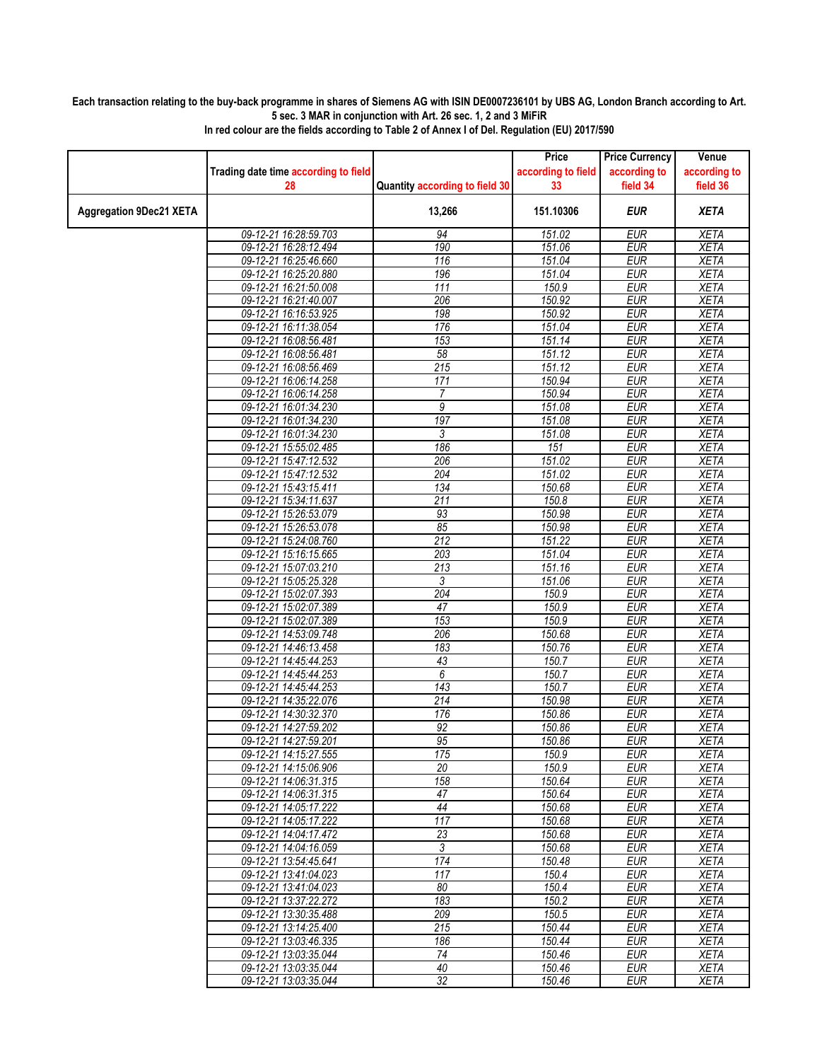**Each transaction relating to the buy-back programme in shares of Siemens AG with ISIN DE0007236101 by UBS AG, London Branch according to Art. 5 sec. 3 MAR in conjunction with Art. 26 sec. 1, 2 and 3 MiFiR**

**In red colour are the fields according to Table 2 of Annex I of Del. Regulation (EU) 2017/590**

| | Trading date time according to field 28 | Quantity according to field 30 | Price according to field 33 | Price Currency according to field 34 | Venue according to field 36 |
|---|---|---|---|---|---|
| **Aggregation 9Dec21 XETA** | | **13,266** | **151.10306** | ***EUR*** | ***XETA*** |
| | 09-12-21 16:28:59.703 | 94 | 151.02 | EUR | XETA |
| | 09-12-21 16:28:12.494 | 190 | 151.06 | EUR | XETA |
| | 09-12-21 16:25:46.660 | 116 | 151.04 | EUR | XETA |
| | 09-12-21 16:25:20.880 | 196 | 151.04 | EUR | XETA |
| | 09-12-21 16:21:50.008 | 111 | 150.9 | EUR | XETA |
| | 09-12-21 16:21:40.007 | 206 | 150.92 | EUR | XETA |
| | 09-12-21 16:16:53.925 | 198 | 150.92 | EUR | XETA |
| | 09-12-21 16:11:38.054 | 176 | 151.04 | EUR | XETA |
| | 09-12-21 16:08:56.481 | 153 | 151.14 | EUR | XETA |
| | 09-12-21 16:08:56.481 | 58 | 151.12 | EUR | XETA |
| | 09-12-21 16:08:56.469 | 215 | 151.12 | EUR | XETA |
| | 09-12-21 16:06:14.258 | 171 | 150.94 | EUR | XETA |
| | 09-12-21 16:06:14.258 | 7 | 150.94 | EUR | XETA |
| | 09-12-21 16:01:34.230 | 9 | 151.08 | EUR | XETA |
| | 09-12-21 16:01:34.230 | 197 | 151.08 | EUR | XETA |
| | 09-12-21 16:01:34.230 | 3 | 151.08 | EUR | XETA |
| | 09-12-21 15:55:02.485 | 186 | 151 | EUR | XETA |
| | 09-12-21 15:47:12.532 | 206 | 151.02 | EUR | XETA |
| | 09-12-21 15:47:12.532 | 204 | 151.02 | EUR | XETA |
| | 09-12-21 15:43:15.411 | 134 | 150.68 | EUR | XETA |
| | 09-12-21 15:34:11.637 | 211 | 150.8 | EUR | XETA |
| | 09-12-21 15:26:53.079 | 93 | 150.98 | EUR | XETA |
| | 09-12-21 15:26:53.078 | 85 | 150.98 | EUR | XETA |
| | 09-12-21 15:24:08.760 | 212 | 151.22 | EUR | XETA |
| | 09-12-21 15:16:15.665 | 203 | 151.04 | EUR | XETA |
| | 09-12-21 15:07:03.210 | 213 | 151.16 | EUR | XETA |
| | 09-12-21 15:05:25.328 | 3 | 151.06 | EUR | XETA |
| | 09-12-21 15:02:07.393 | 204 | 150.9 | EUR | XETA |
| | 09-12-21 15:02:07.389 | 47 | 150.9 | EUR | XETA |
| | 09-12-21 15:02:07.389 | 153 | 150.9 | EUR | XETA |
| | 09-12-21 14:53:09.748 | 206 | 150.68 | EUR | XETA |
| | 09-12-21 14:46:13.458 | 183 | 150.76 | EUR | XETA |
| | 09-12-21 14:45:44.253 | 43 | 150.7 | EUR | XETA |
| | 09-12-21 14:45:44.253 | 6 | 150.7 | EUR | XETA |
| | 09-12-21 14:45:44.253 | 143 | 150.7 | EUR | XETA |
| | 09-12-21 14:35:22.076 | 214 | 150.98 | EUR | XETA |
| | 09-12-21 14:30:32.370 | 176 | 150.86 | EUR | XETA |
| | 09-12-21 14:27:59.202 | 92 | 150.86 | EUR | XETA |
| | 09-12-21 14:27:59.201 | 95 | 150.86 | EUR | XETA |
| | 09-12-21 14:15:27.555 | 175 | 150.9 | EUR | XETA |
| | 09-12-21 14:15:06.906 | 20 | 150.9 | EUR | XETA |
| | 09-12-21 14:06:31.315 | 158 | 150.64 | EUR | XETA |
| | 09-12-21 14:06:31.315 | 47 | 150.64 | EUR | XETA |
| | 09-12-21 14:05:17.222 | 44 | 150.68 | EUR | XETA |
| | 09-12-21 14:05:17.222 | 117 | 150.68 | EUR | XETA |
| | 09-12-21 14:04:17.472 | 23 | 150.68 | EUR | XETA |
| | 09-12-21 14:04:16.059 | 3 | 150.68 | EUR | XETA |
| | 09-12-21 13:54:45.641 | 174 | 150.48 | EUR | XETA |
| | 09-12-21 13:41:04.023 | 117 | 150.4 | EUR | XETA |
| | 09-12-21 13:41:04.023 | 80 | 150.4 | EUR | XETA |
| | 09-12-21 13:37:22.272 | 183 | 150.2 | EUR | XETA |
| | 09-12-21 13:30:35.488 | 209 | 150.5 | EUR | XETA |
| | 09-12-21 13:14:25.400 | 215 | 150.44 | EUR | XETA |
| | 09-12-21 13:03:46.335 | 186 | 150.44 | EUR | XETA |
| | 09-12-21 13:03:35.044 | 74 | 150.46 | EUR | XETA |
| | 09-12-21 13:03:35.044 | 40 | 150.46 | EUR | XETA |
| | 09-12-21 13:03:35.044 | 32 | 150.46 | EUR | XETA |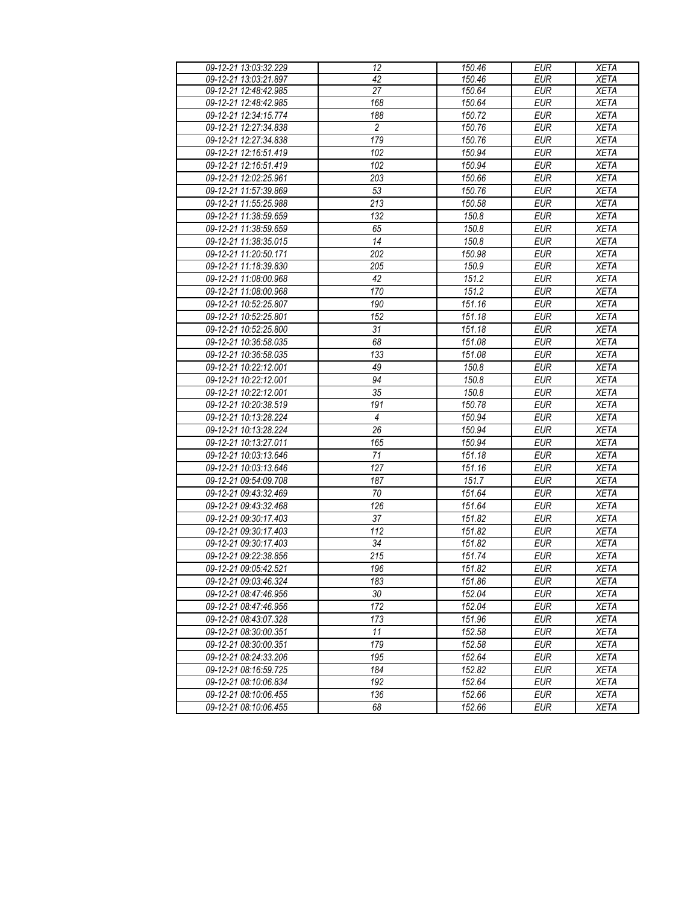| | | | | |
|---|---|---|---|---|
| 09-12-21 13:03:32.229 | 12 | 150.46 | EUR | XETA |
| 09-12-21 13:03:21.897 | 42 | 150.46 | EUR | XETA |
| 09-12-21 12:48:42.985 | 27 | 150.64 | EUR | XETA |
| 09-12-21 12:48:42.985 | 168 | 150.64 | EUR | XETA |
| 09-12-21 12:34:15.774 | 188 | 150.72 | EUR | XETA |
| 09-12-21 12:27:34.838 | 2 | 150.76 | EUR | XETA |
| 09-12-21 12:27:34.838 | 179 | 150.76 | EUR | XETA |
| 09-12-21 12:16:51.419 | 102 | 150.94 | EUR | XETA |
| 09-12-21 12:16:51.419 | 102 | 150.94 | EUR | XETA |
| 09-12-21 12:02:25.961 | 203 | 150.66 | EUR | XETA |
| 09-12-21 11:57:39.869 | 53 | 150.76 | EUR | XETA |
| 09-12-21 11:55:25.988 | 213 | 150.58 | EUR | XETA |
| 09-12-21 11:38:59.659 | 132 | 150.8 | EUR | XETA |
| 09-12-21 11:38:59.659 | 65 | 150.8 | EUR | XETA |
| 09-12-21 11:38:35.015 | 14 | 150.8 | EUR | XETA |
| 09-12-21 11:20:50.171 | 202 | 150.98 | EUR | XETA |
| 09-12-21 11:18:39.830 | 205 | 150.9 | EUR | XETA |
| 09-12-21 11:08:00.968 | 42 | 151.2 | EUR | XETA |
| 09-12-21 11:08:00.968 | 170 | 151.2 | EUR | XETA |
| 09-12-21 10:52:25.807 | 190 | 151.16 | EUR | XETA |
| 09-12-21 10:52:25.801 | 152 | 151.18 | EUR | XETA |
| 09-12-21 10:52:25.800 | 31 | 151.18 | EUR | XETA |
| 09-12-21 10:36:58.035 | 68 | 151.08 | EUR | XETA |
| 09-12-21 10:36:58.035 | 133 | 151.08 | EUR | XETA |
| 09-12-21 10:22:12.001 | 49 | 150.8 | EUR | XETA |
| 09-12-21 10:22:12.001 | 94 | 150.8 | EUR | XETA |
| 09-12-21 10:22:12.001 | 35 | 150.8 | EUR | XETA |
| 09-12-21 10:20:38.519 | 191 | 150.78 | EUR | XETA |
| 09-12-21 10:13:28.224 | 4 | 150.94 | EUR | XETA |
| 09-12-21 10:13:28.224 | 26 | 150.94 | EUR | XETA |
| 09-12-21 10:13:27.011 | 165 | 150.94 | EUR | XETA |
| 09-12-21 10:03:13.646 | 71 | 151.18 | EUR | XETA |
| 09-12-21 10:03:13.646 | 127 | 151.16 | EUR | XETA |
| 09-12-21 09:54:09.708 | 187 | 151.7 | EUR | XETA |
| 09-12-21 09:43:32.469 | 70 | 151.64 | EUR | XETA |
| 09-12-21 09:43:32.468 | 126 | 151.64 | EUR | XETA |
| 09-12-21 09:30:17.403 | 37 | 151.82 | EUR | XETA |
| 09-12-21 09:30:17.403 | 112 | 151.82 | EUR | XETA |
| 09-12-21 09:30:17.403 | 34 | 151.82 | EUR | XETA |
| 09-12-21 09:22:38.856 | 215 | 151.74 | EUR | XETA |
| 09-12-21 09:05:42.521 | 196 | 151.82 | EUR | XETA |
| 09-12-21 09:03:46.324 | 183 | 151.86 | EUR | XETA |
| 09-12-21 08:47:46.956 | 30 | 152.04 | EUR | XETA |
| 09-12-21 08:47:46.956 | 172 | 152.04 | EUR | XETA |
| 09-12-21 08:43:07.328 | 173 | 151.96 | EUR | XETA |
| 09-12-21 08:30:00.351 | 11 | 152.58 | EUR | XETA |
| 09-12-21 08:30:00.351 | 179 | 152.58 | EUR | XETA |
| 09-12-21 08:24:33.206 | 195 | 152.64 | EUR | XETA |
| 09-12-21 08:16:59.725 | 184 | 152.82 | EUR | XETA |
| 09-12-21 08:10:06.834 | 192 | 152.64 | EUR | XETA |
| 09-12-21 08:10:06.455 | 136 | 152.66 | EUR | XETA |
| 09-12-21 08:10:06.455 | 68 | 152.66 | EUR | XETA |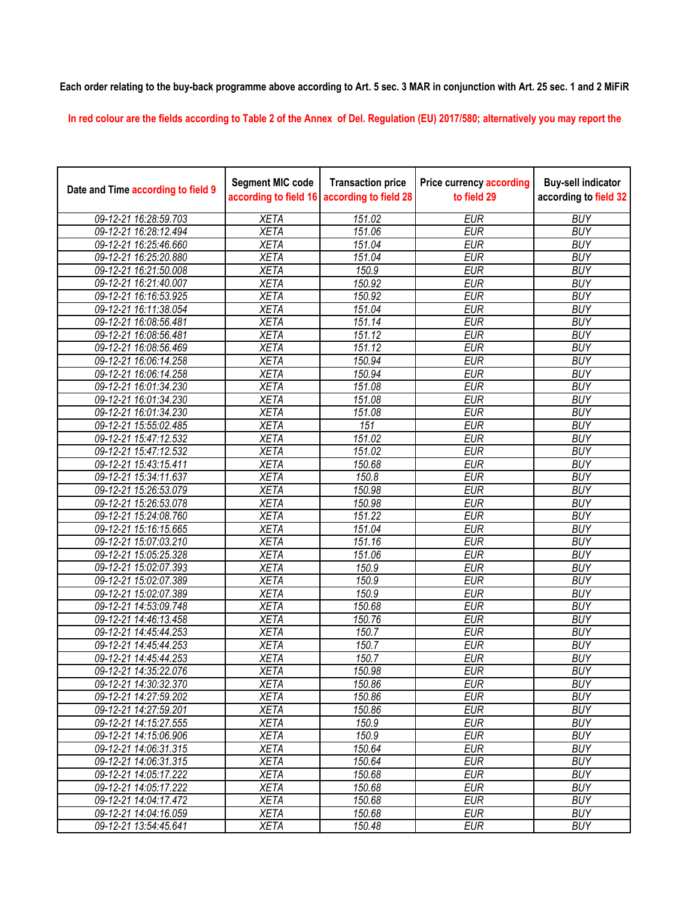**Each order relating to the buy-back programme above according to Art. 5 sec. 3 MAR in conjunction with Art. 25 sec. 1 and 2 MiFiR**

In red colour are the fields according to Table 2 of the Annex of Del. Regulation (EU) 2017/580; alternatively you may report the

| Date and Time according to field 9 | Segment MIC code according to field 16 | Transaction price according to field 28 | Price currency according to field 29 | Buy-sell indicator according to field 32 |
|---|---|---|---|---|
| 09-12-21 16:28:59.703 | XETA | 151.02 | EUR | BUY |
| 09-12-21 16:28:12.494 | XETA | 151.06 | EUR | BUY |
| 09-12-21 16:25:46.660 | XETA | 151.04 | EUR | BUY |
| 09-12-21 16:25:20.880 | XETA | 151.04 | EUR | BUY |
| 09-12-21 16:21:50.008 | XETA | 150.9 | EUR | BUY |
| 09-12-21 16:21:40.007 | XETA | 150.92 | EUR | BUY |
| 09-12-21 16:16:53.925 | XETA | 150.92 | EUR | BUY |
| 09-12-21 16:11:38.054 | XETA | 151.04 | EUR | BUY |
| 09-12-21 16:08:56.481 | XETA | 151.14 | EUR | BUY |
| 09-12-21 16:08:56.481 | XETA | 151.12 | EUR | BUY |
| 09-12-21 16:08:56.469 | XETA | 151.12 | EUR | BUY |
| 09-12-21 16:06:14.258 | XETA | 150.94 | EUR | BUY |
| 09-12-21 16:06:14.258 | XETA | 150.94 | EUR | BUY |
| 09-12-21 16:01:34.230 | XETA | 151.08 | EUR | BUY |
| 09-12-21 16:01:34.230 | XETA | 151.08 | EUR | BUY |
| 09-12-21 16:01:34.230 | XETA | 151.08 | EUR | BUY |
| 09-12-21 15:55:02.485 | XETA | 151 | EUR | BUY |
| 09-12-21 15:47:12.532 | XETA | 151.02 | EUR | BUY |
| 09-12-21 15:47:12.532 | XETA | 151.02 | EUR | BUY |
| 09-12-21 15:43:15.411 | XETA | 150.68 | EUR | BUY |
| 09-12-21 15:34:11.637 | XETA | 150.8 | EUR | BUY |
| 09-12-21 15:26:53.079 | XETA | 150.98 | EUR | BUY |
| 09-12-21 15:26:53.078 | XETA | 150.98 | EUR | BUY |
| 09-12-21 15:24:08.760 | XETA | 151.22 | EUR | BUY |
| 09-12-21 15:16:15.665 | XETA | 151.04 | EUR | BUY |
| 09-12-21 15:07:03.210 | XETA | 151.16 | EUR | BUY |
| 09-12-21 15:05:25.328 | XETA | 151.06 | EUR | BUY |
| 09-12-21 15:02:07.393 | XETA | 150.9 | EUR | BUY |
| 09-12-21 15:02:07.389 | XETA | 150.9 | EUR | BUY |
| 09-12-21 15:02:07.389 | XETA | 150.9 | EUR | BUY |
| 09-12-21 14:53:09.748 | XETA | 150.68 | EUR | BUY |
| 09-12-21 14:46:13.458 | XETA | 150.76 | EUR | BUY |
| 09-12-21 14:45:44.253 | XETA | 150.7 | EUR | BUY |
| 09-12-21 14:45:44.253 | XETA | 150.7 | EUR | BUY |
| 09-12-21 14:45:44.253 | XETA | 150.7 | EUR | BUY |
| 09-12-21 14:35:22.076 | XETA | 150.98 | EUR | BUY |
| 09-12-21 14:30:32.370 | XETA | 150.86 | EUR | BUY |
| 09-12-21 14:27:59.202 | XETA | 150.86 | EUR | BUY |
| 09-12-21 14:27:59.201 | XETA | 150.86 | EUR | BUY |
| 09-12-21 14:15:27.555 | XETA | 150.9 | EUR | BUY |
| 09-12-21 14:15:06.906 | XETA | 150.9 | EUR | BUY |
| 09-12-21 14:06:31.315 | XETA | 150.64 | EUR | BUY |
| 09-12-21 14:06:31.315 | XETA | 150.64 | EUR | BUY |
| 09-12-21 14:05:17.222 | XETA | 150.68 | EUR | BUY |
| 09-12-21 14:05:17.222 | XETA | 150.68 | EUR | BUY |
| 09-12-21 14:04:17.472 | XETA | 150.68 | EUR | BUY |
| 09-12-21 14:04:16.059 | XETA | 150.68 | EUR | BUY |
| 09-12-21 13:54:45.641 | XETA | 150.48 | EUR | BUY |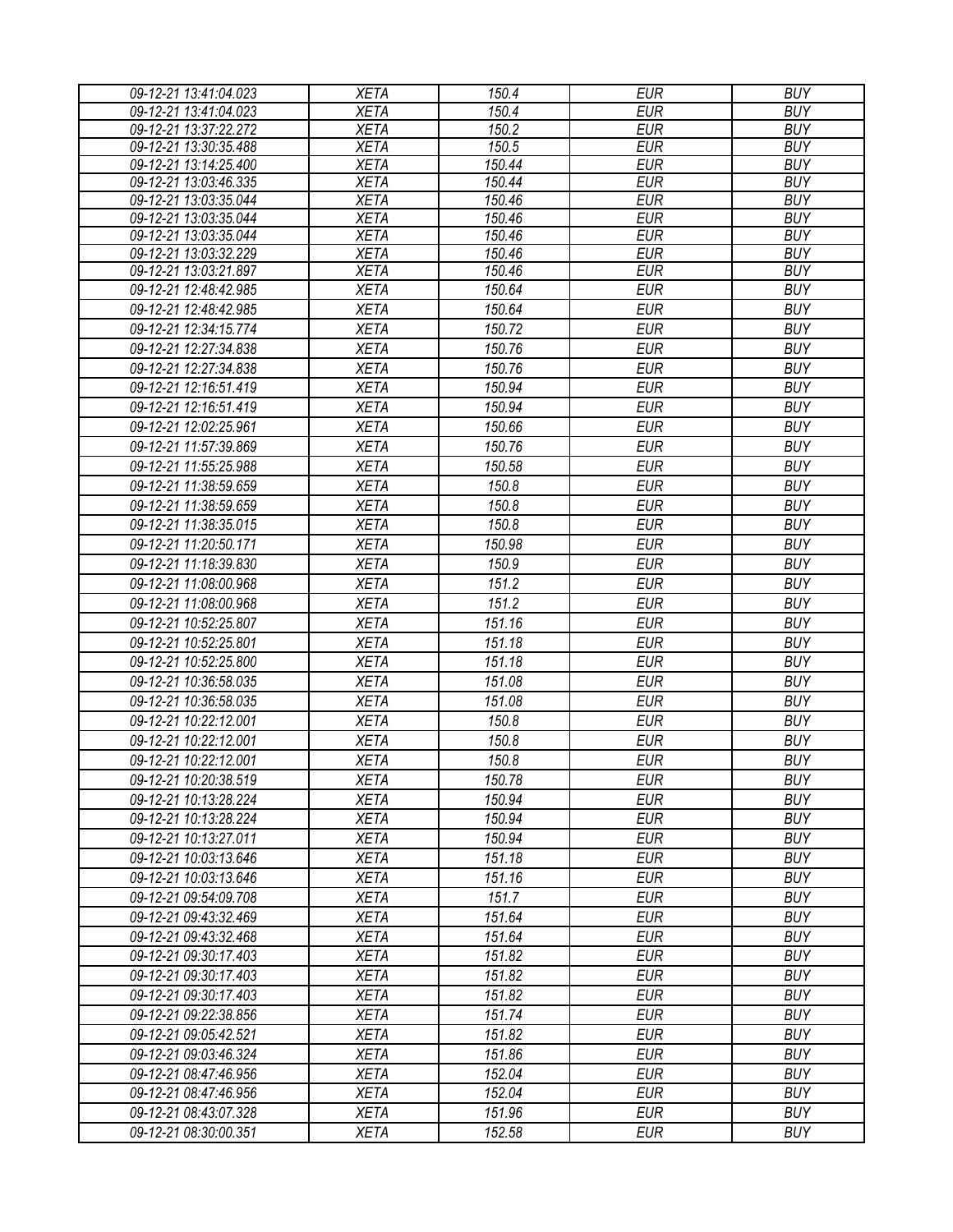| 09-12-21 13:41:04.023 | XETA | 150.4 | EUR | BUY |
|---|---|---|---|---|
| 09-12-21 13:41:04.023 | XETA | 150.4 | EUR | BUY |
| 09-12-21 13:37:22.272 | XETA | 150.2 | EUR | BUY |
| 09-12-21 13:30:35.488 | XETA | 150.5 | EUR | BUY |
| 09-12-21 13:14:25.400 | XETA | 150.44 | EUR | BUY |
| 09-12-21 13:03:46.335 | XETA | 150.44 | EUR | BUY |
| 09-12-21 13:03:35.044 | XETA | 150.46 | EUR | BUY |
| 09-12-21 13:03:35.044 | XETA | 150.46 | EUR | BUY |
| 09-12-21 13:03:35.044 | XETA | 150.46 | EUR | BUY |
| 09-12-21 13:03:32.229 | XETA | 150.46 | EUR | BUY |
| 09-12-21 13:03:21.897 | XETA | 150.46 | EUR | BUY |
| 09-12-21 12:48:42.985 | XETA | 150.64 | EUR | BUY |
| 09-12-21 12:48:42.985 | XETA | 150.64 | EUR | BUY |
| 09-12-21 12:34:15.774 | XETA | 150.72 | EUR | BUY |
| 09-12-21 12:27:34.838 | XETA | 150.76 | EUR | BUY |
| 09-12-21 12:27:34.838 | XETA | 150.76 | EUR | BUY |
| 09-12-21 12:16:51.419 | XETA | 150.94 | EUR | BUY |
| 09-12-21 12:16:51.419 | XETA | 150.94 | EUR | BUY |
| 09-12-21 12:02:25.961 | XETA | 150.66 | EUR | BUY |
| 09-12-21 11:57:39.869 | XETA | 150.76 | EUR | BUY |
| 09-12-21 11:55:25.988 | XETA | 150.58 | EUR | BUY |
| 09-12-21 11:38:59.659 | XETA | 150.8 | EUR | BUY |
| 09-12-21 11:38:59.659 | XETA | 150.8 | EUR | BUY |
| 09-12-21 11:38:35.015 | XETA | 150.8 | EUR | BUY |
| 09-12-21 11:20:50.171 | XETA | 150.98 | EUR | BUY |
| 09-12-21 11:18:39.830 | XETA | 150.9 | EUR | BUY |
| 09-12-21 11:08:00.968 | XETA | 151.2 | EUR | BUY |
| 09-12-21 11:08:00.968 | XETA | 151.2 | EUR | BUY |
| 09-12-21 10:52:25.807 | XETA | 151.16 | EUR | BUY |
| 09-12-21 10:52:25.801 | XETA | 151.18 | EUR | BUY |
| 09-12-21 10:52:25.800 | XETA | 151.18 | EUR | BUY |
| 09-12-21 10:36:58.035 | XETA | 151.08 | EUR | BUY |
| 09-12-21 10:36:58.035 | XETA | 151.08 | EUR | BUY |
| 09-12-21 10:22:12.001 | XETA | 150.8 | EUR | BUY |
| 09-12-21 10:22:12.001 | XETA | 150.8 | EUR | BUY |
| 09-12-21 10:22:12.001 | XETA | 150.8 | EUR | BUY |
| 09-12-21 10:20:38.519 | XETA | 150.78 | EUR | BUY |
| 09-12-21 10:13:28.224 | XETA | 150.94 | EUR | BUY |
| 09-12-21 10:13:28.224 | XETA | 150.94 | EUR | BUY |
| 09-12-21 10:13:27.011 | XETA | 150.94 | EUR | BUY |
| 09-12-21 10:03:13.646 | XETA | 151.18 | EUR | BUY |
| 09-12-21 10:03:13.646 | XETA | 151.16 | EUR | BUY |
| 09-12-21 09:54:09.708 | XETA | 151.7 | EUR | BUY |
| 09-12-21 09:43:32.469 | XETA | 151.64 | EUR | BUY |
| 09-12-21 09:43:32.468 | XETA | 151.64 | EUR | BUY |
| 09-12-21 09:30:17.403 | XETA | 151.82 | EUR | BUY |
| 09-12-21 09:30:17.403 | XETA | 151.82 | EUR | BUY |
| 09-12-21 09:30:17.403 | XETA | 151.82 | EUR | BUY |
| 09-12-21 09:22:38.856 | XETA | 151.74 | EUR | BUY |
| 09-12-21 09:05:42.521 | XETA | 151.82 | EUR | BUY |
| 09-12-21 09:03:46.324 | XETA | 151.86 | EUR | BUY |
| 09-12-21 08:47:46.956 | XETA | 152.04 | EUR | BUY |
| 09-12-21 08:47:46.956 | XETA | 152.04 | EUR | BUY |
| 09-12-21 08:43:07.328 | XETA | 151.96 | EUR | BUY |
| 09-12-21 08:30:00.351 | XETA | 152.58 | EUR | BUY |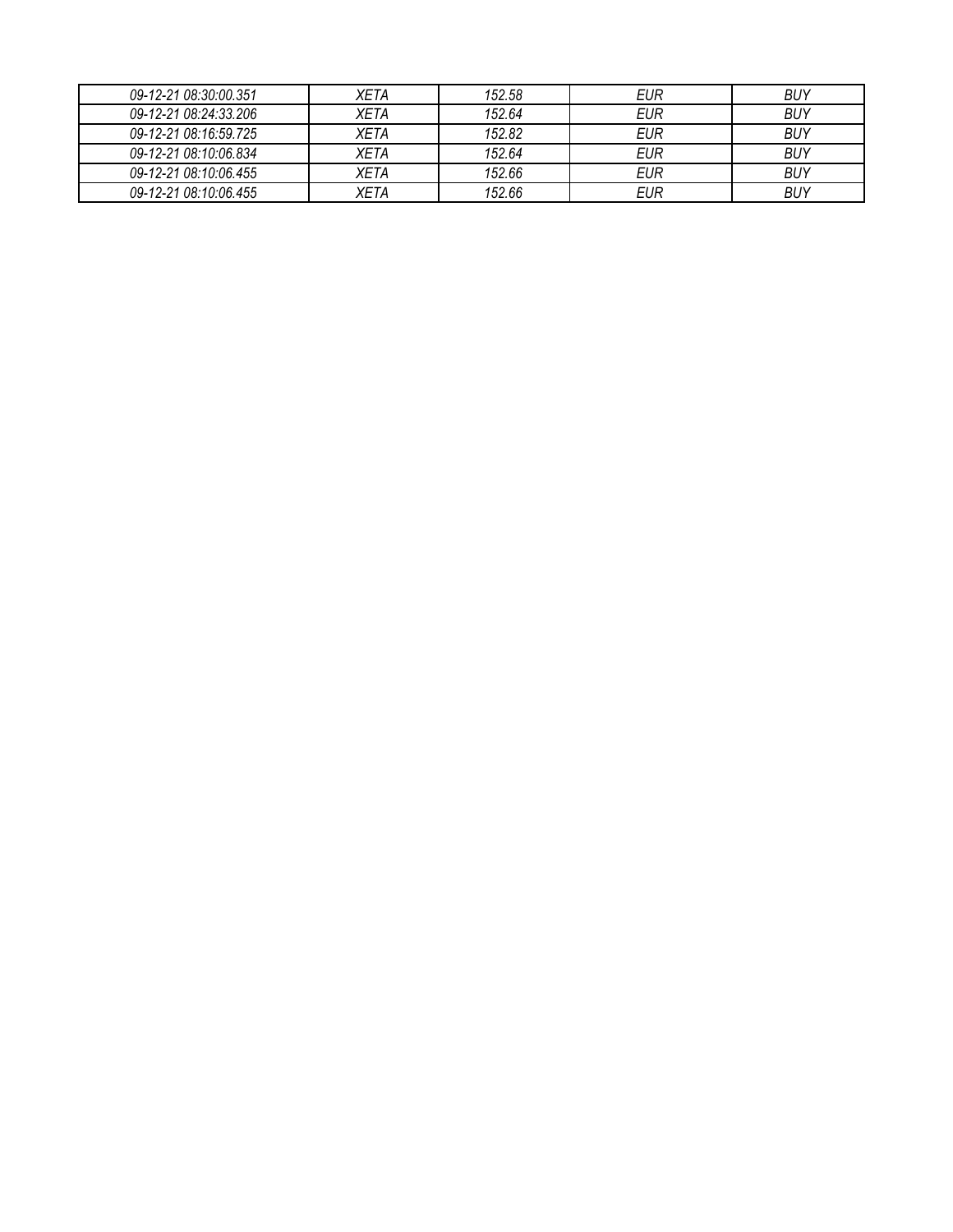| | | | | |
|---|---|---|---|---|
| *09-12-21 08:30:00.351* | *XETA* | *152.58* | *EUR* | *BUY* |
| *09-12-21 08:24:33.206* | *XETA* | *152.64* | *EUR* | *BUY* |
| *09-12-21 08:16:59.725* | *XETA* | *152.82* | *EUR* | *BUY* |
| *09-12-21 08:10:06.834* | *XETA* | *152.64* | *EUR* | *BUY* |
| *09-12-21 08:10:06.455* | *XETA* | *152.66* | *EUR* | *BUY* |
| *09-12-21 08:10:06.455* | *XETA* | *152.66* | *EUR* | *BUY* |